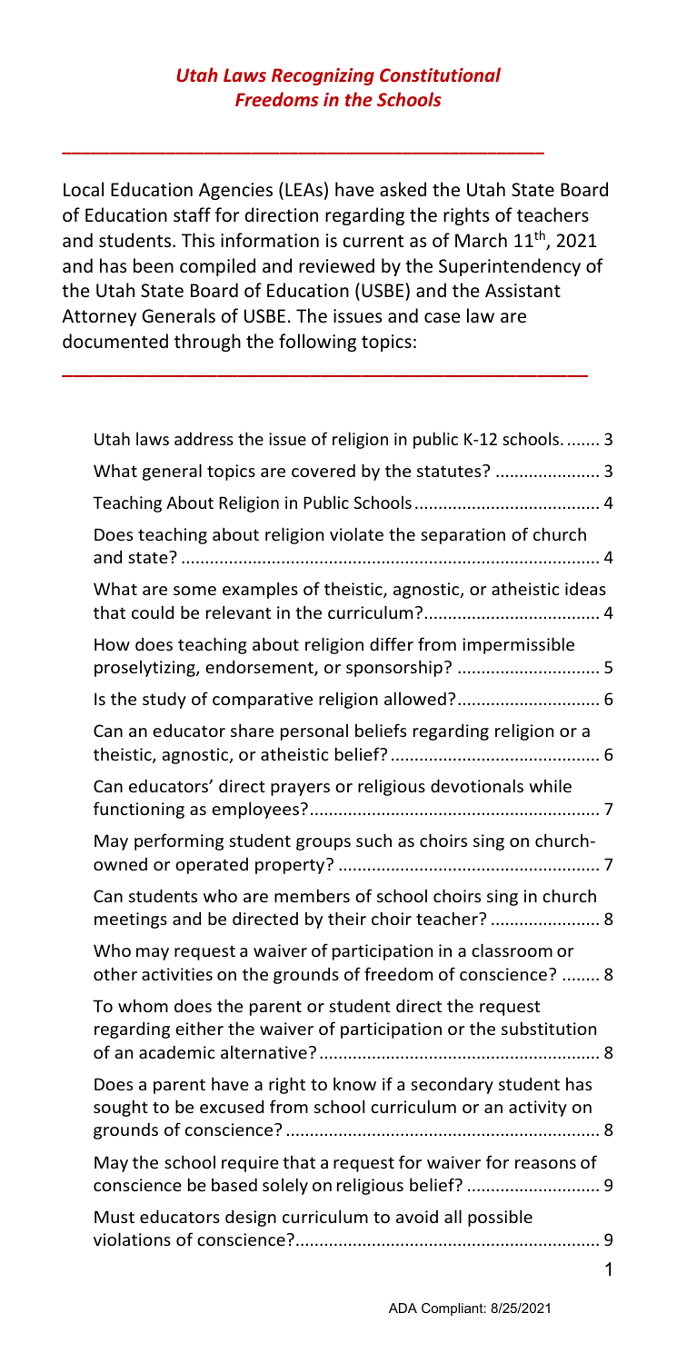# *Utah Laws Recognizing Constitutional Freedoms in the Schools*

---

Local Education Agencies (LEAs) have asked the Utah State Board of Education staff for direction regarding the rights of teachers and students. This information is current as of March 11th, 2021 and has been compiled and reviewed by the Superintendency of the Utah State Board of Education (USBE) and the Assistant Attorney Generals of USBE. The issues and case law are documented through the following topics:

---

- Utah laws address the issue of religion in public K-12 schools. ....... 3
- What general topics are covered by the statutes? ...................... 3
- Teaching About Religion in Public Schools ...................................... 4
- Does teaching about religion violate the separation of church and state? ....................................................................................... 4
- What are some examples of theistic, agnostic, or atheistic ideas that could be relevant in the curriculum? .................................... 4
- How does teaching about religion differ from impermissible proselytizing, endorsement, or sponsorship? ............................. 5
- Is the study of comparative religion allowed? ............................. 6
- Can an educator share personal beliefs regarding religion or a theistic, agnostic, or atheistic belief? ........................................... 6
- Can educators' direct prayers or religious devotionals while functioning as employees? ............................................................ 7
- May performing student groups such as choirs sing on church-owned or operated property? ...................................................... 7
- Can students who are members of school choirs sing in church meetings and be directed by their choir teacher? ...................... 8
- Who may request a waiver of participation in a classroom or other activities on the grounds of freedom of conscience? ........ 8
- To whom does the parent or student direct the request regarding either the waiver of participation or the substitution of an academic alternative? .......................................................... 8
- Does a parent have a right to know if a secondary student has sought to be excused from school curriculum or an activity on grounds of conscience? ................................................................. 8
- May the school require that a request for waiver for reasons of conscience be based solely on religious belief? ........................... 9
- Must educators design curriculum to avoid all possible violations of conscience? .............................................................. 9

ADA Compliant: 8/25/2021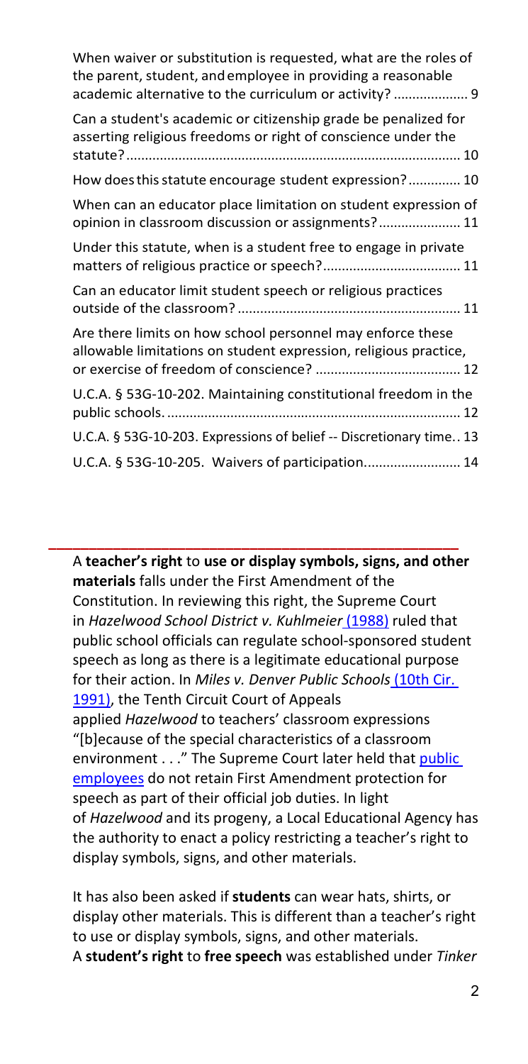When waiver or substitution is requested, what are the roles of the parent, student, and employee in providing a reasonable academic alternative to the curriculum or activity? .................... 9

Can a student's academic or citizenship grade be penalized for asserting religious freedoms or right of conscience under the statute? ........................................................................................ 10

How does this statute encourage student expression? .............. 10

When can an educator place limitation on student expression of opinion in classroom discussion or assignments? ...................... 11

Under this statute, when is a student free to engage in private matters of religious practice or speech? .................................... 11

Can an educator limit student speech or religious practices outside of the classroom? ........................................................... 11

Are there limits on how school personnel may enforce these allowable limitations on student expression, religious practice, or exercise of freedom of conscience? ....................................... 12

U.C.A. § 53G-10-202. Maintaining constitutional freedom in the public schools. .............................................................................. 12

U.C.A. § 53G-10-203. Expressions of belief -- Discretionary time.. 13

U.C.A. § 53G-10-205. Waivers of participation. ........................ 14

---

A **teacher's right** to **use or display symbols, signs, and other materials** falls under the First Amendment of the Constitution. In reviewing this right, the Supreme Court in *Hazelwood School District v. Kuhlmeier* (1988) ruled that public school officials can regulate school-sponsored student speech as long as there is a legitimate educational purpose for their action. In *Miles v. Denver Public Schools* (10th Cir. 1991), the Tenth Circuit Court of Appeals applied *Hazelwood* to teachers' classroom expressions "[b]ecause of the special characteristics of a classroom environment . . ." The Supreme Court later held that public employees do not retain First Amendment protection for speech as part of their official job duties. In light of *Hazelwood* and its progeny, a Local Educational Agency has the authority to enact a policy restricting a teacher's right to display symbols, signs, and other materials.

It has also been asked if **students** can wear hats, shirts, or display other materials. This is different than a teacher's right to use or display symbols, signs, and other materials. A **student's right** to **free speech** was established under *Tinker*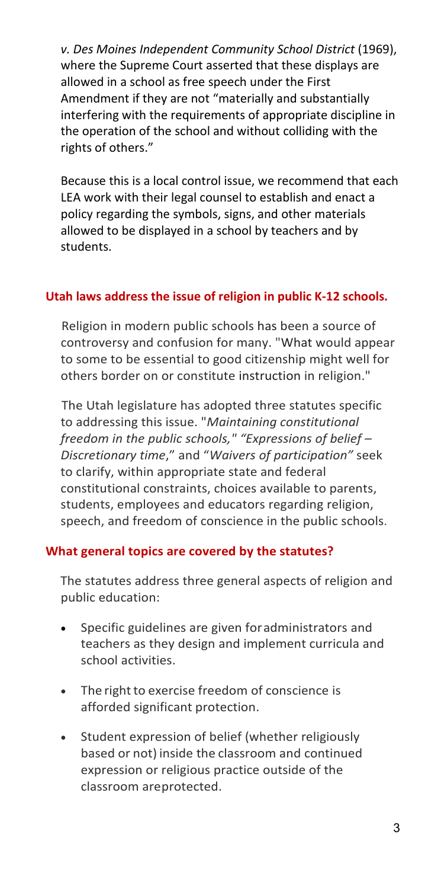*v. Des Moines Independent Community School District* (1969), where the Supreme Court asserted that these displays are allowed in a school as free speech under the First Amendment if they are not "materially and substantially interfering with the requirements of appropriate discipline in the operation of the school and without colliding with the rights of others."

Because this is a local control issue, we recommend that each LEA work with their legal counsel to establish and enact a policy regarding the symbols, signs, and other materials allowed to be displayed in a school by teachers and by students.

## Utah laws address the issue of religion in public K-12 schools.

Religion in modern public schools has been a source of controversy and confusion for many. "What would appear to some to be essential to good citizenship might well for others border on or constitute instruction in religion."

The Utah legislature has adopted three statutes specific to addressing this issue. "*Maintaining constitutional freedom in the public schools,*" "*Expressions of belief – Discretionary time*," and "*Waivers of participation"* seek to clarify, within appropriate state and federal constitutional constraints, choices available to parents, students, employees and educators regarding religion, speech, and freedom of conscience in the public schools.

## What general topics are covered by the statutes?

The statutes address three general aspects of religion and public education:

- Specific guidelines are given for administrators and teachers as they design and implement curricula and school activities.
- The right to exercise freedom of conscience is afforded significant protection.
- Student expression of belief (whether religiously based or not) inside the classroom and continued expression or religious practice outside of the classroom are protected.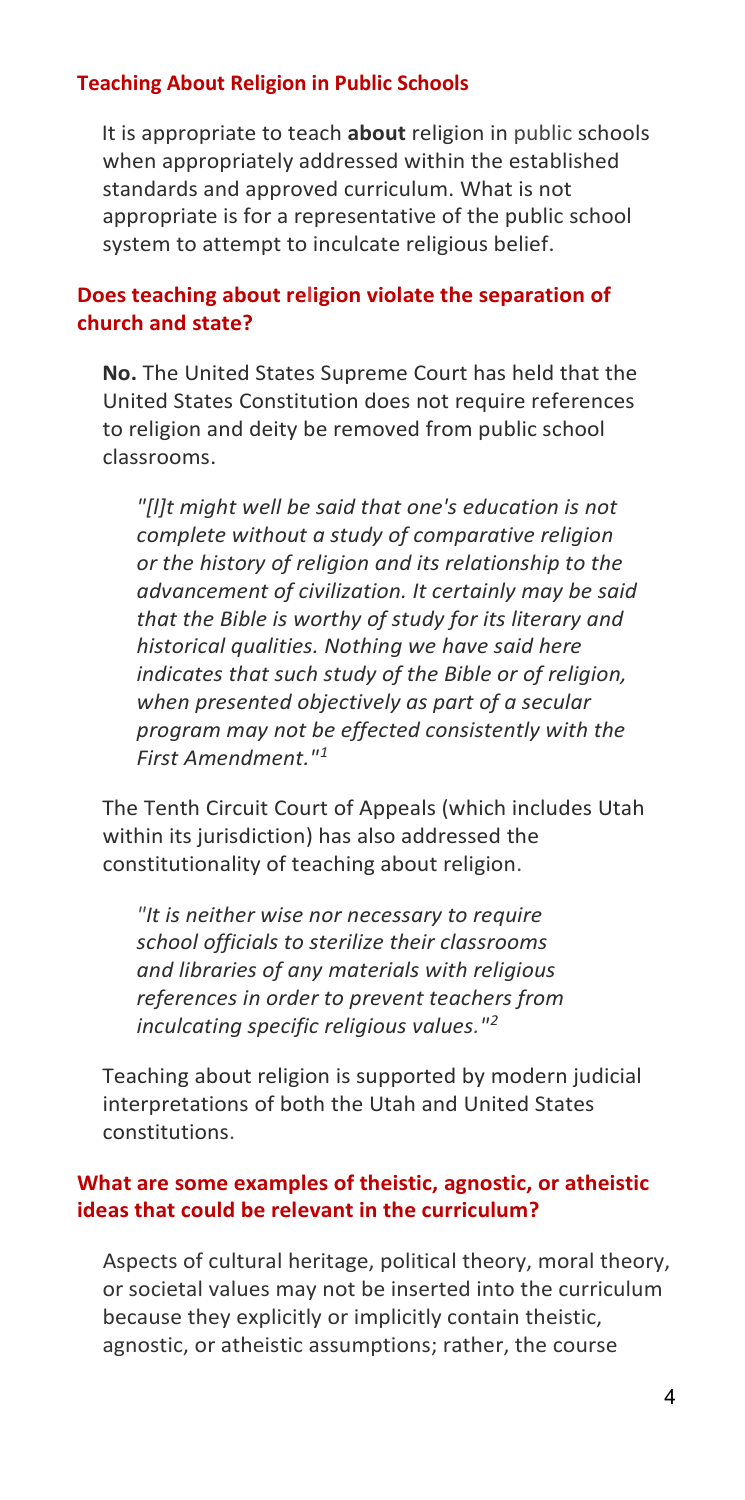### Teaching About Religion in Public Schools

It is appropriate to teach **about** religion in public schools when appropriately addressed within the established standards and approved curriculum. What is not appropriate is for a representative of the public school system to attempt to inculcate religious belief.

### Does teaching about religion violate the separation of church and state?

**No.** The United States Supreme Court has held that the United States Constitution does not require references to religion and deity be removed from public school classrooms.

> *"[l]t might well be said that one's education is not complete without a study of comparative religion or the history of religion and its relationship to the advancement of civilization. It certainly may be said that the Bible is worthy of study for its literary and historical qualities. Nothing we have said here indicates that such study of the Bible or of religion, when presented objectively as part of a secular program may not be effected consistently with the First Amendment."*[1]

The Tenth Circuit Court of Appeals (which includes Utah within its jurisdiction) has also addressed the constitutionality of teaching about religion.

> *"It is neither wise nor necessary to require school officials to sterilize their classrooms and libraries of any materials with religious references in order to prevent teachers from inculcating specific religious values."*[2]

Teaching about religion is supported by modern judicial interpretations of both the Utah and United States constitutions.

### What are some examples of theistic, agnostic, or atheistic ideas that could be relevant in the curriculum?

Aspects of cultural heritage, political theory, moral theory, or societal values may not be inserted into the curriculum because they explicitly or implicitly contain theistic, agnostic, or atheistic assumptions; rather, the course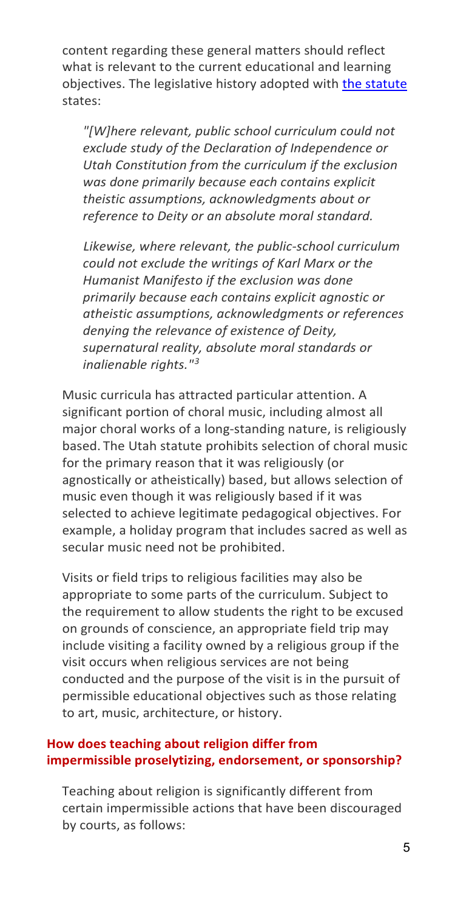content regarding these general matters should reflect what is relevant to the current educational and learning objectives. The legislative history adopted with the statute states:

> *"[W]here relevant, public school curriculum could not exclude study of the Declaration of Independence or Utah Constitution from the curriculum if the exclusion was done primarily because each contains explicit theistic assumptions, acknowledgments about or reference to Deity or an absolute moral standard.*
>
> *Likewise, where relevant, the public-school curriculum could not exclude the writings of Karl Marx or the Humanist Manifesto if the exclusion was done primarily because each contains explicit agnostic or atheistic assumptions, acknowledgments or references denying the relevance of existence of Deity, supernatural reality, absolute moral standards or inalienable rights."*[3]

Music curricula has attracted particular attention. A significant portion of choral music, including almost all major choral works of a long-standing nature, is religiously based. The Utah statute prohibits selection of choral music for the primary reason that it was religiously (or agnostically or atheistically) based, but allows selection of music even though it was religiously based if it was selected to achieve legitimate pedagogical objectives. For example, a holiday program that includes sacred as well as secular music need not be prohibited.

Visits or field trips to religious facilities may also be appropriate to some parts of the curriculum. Subject to the requirement to allow students the right to be excused on grounds of conscience, an appropriate field trip may include visiting a facility owned by a religious group if the visit occurs when religious services are not being conducted and the purpose of the visit is in the pursuit of permissible educational objectives such as those relating to art, music, architecture, or history.

### How does teaching about religion differ from impermissible proselytizing, endorsement, or sponsorship?

Teaching about religion is significantly different from certain impermissible actions that have been discouraged by courts, as follows: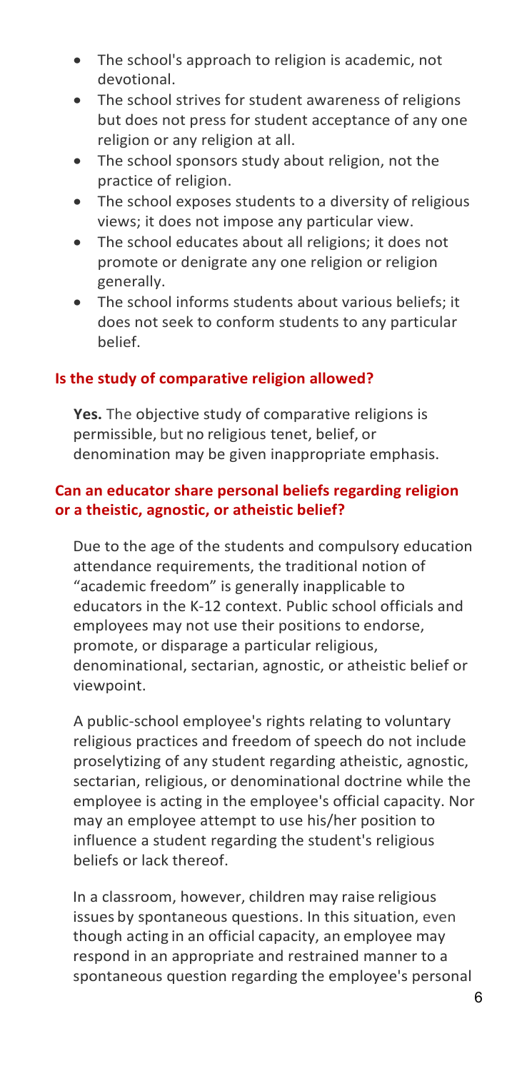- The school's approach to religion is academic, not devotional.
- The school strives for student awareness of religions but does not press for student acceptance of any one religion or any religion at all.
- The school sponsors study about religion, not the practice of religion.
- The school exposes students to a diversity of religious views; it does not impose any particular view.
- The school educates about all religions; it does not promote or denigrate any one religion or religion generally.
- The school informs students about various beliefs; it does not seek to conform students to any particular belief.

### Is the study of comparative religion allowed?

**Yes.** The objective study of comparative religions is permissible, but no religious tenet, belief, or denomination may be given inappropriate emphasis.

### Can an educator share personal beliefs regarding religion or a theistic, agnostic, or atheistic belief?

Due to the age of the students and compulsory education attendance requirements, the traditional notion of "academic freedom" is generally inapplicable to educators in the K-12 context. Public school officials and employees may not use their positions to endorse, promote, or disparage a particular religious, denominational, sectarian, agnostic, or atheistic belief or viewpoint.

A public-school employee's rights relating to voluntary religious practices and freedom of speech do not include proselytizing of any student regarding atheistic, agnostic, sectarian, religious, or denominational doctrine while the employee is acting in the employee's official capacity. Nor may an employee attempt to use his/her position to influence a student regarding the student's religious beliefs or lack thereof.

In a classroom, however, children may raise religious issues by spontaneous questions. In this situation, even though acting in an official capacity, an employee may respond in an appropriate and restrained manner to a spontaneous question regarding the employee's personal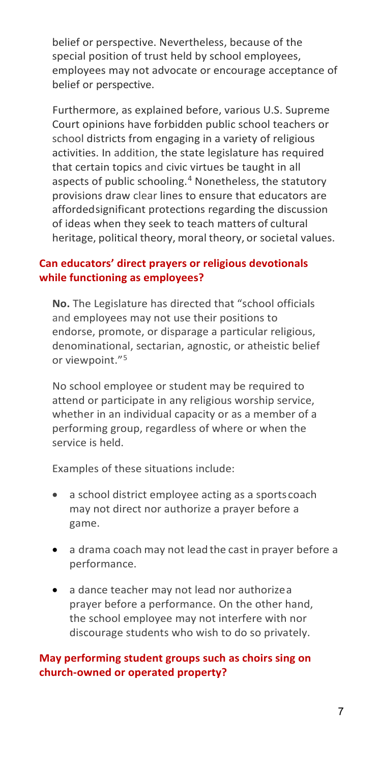belief or perspective. Nevertheless, because of the special position of trust held by school employees, employees may not advocate or encourage acceptance of belief or perspective.

Furthermore, as explained before, various U.S. Supreme Court opinions have forbidden public school teachers or school districts from engaging in a variety of religious activities. In addition, the state legislature has required that certain topics and civic virtues be taught in all aspects of public schooling.[4] Nonetheless, the statutory provisions draw clear lines to ensure that educators are affordedsignificant protections regarding the discussion of ideas when they seek to teach matters of cultural heritage, political theory, moral theory, or societal values.

### Can educators' direct prayers or religious devotionals while functioning as employees?

**No.** The Legislature has directed that "school officials and employees may not use their positions to endorse, promote, or disparage a particular religious, denominational, sectarian, agnostic, or atheistic belief or viewpoint."[5]

No school employee or student may be required to attend or participate in any religious worship service, whether in an individual capacity or as a member of a performing group, regardless of where or when the service is held.

Examples of these situations include:

- a school district employee acting as a sports coach may not direct nor authorize a prayer before a game.
- a drama coach may not lead the cast in prayer before a performance.
- a dance teacher may not lead nor authorize a prayer before a performance. On the other hand, the school employee may not interfere with nor discourage students who wish to do so privately.

### May performing student groups such as choirs sing on church-owned or operated property?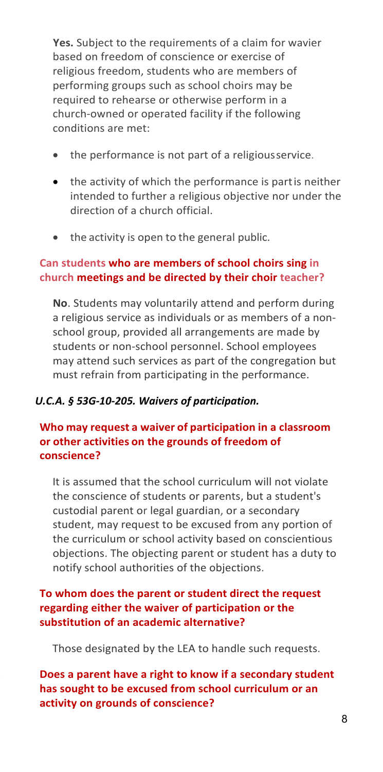**Yes.** Subject to the requirements of a claim for wavier based on freedom of conscience or exercise of religious freedom, students who are members of performing groups such as school choirs may be required to rehearse or otherwise perform in a church-owned or operated facility if the following conditions are met:

- the performance is not part of a religious service.
- the activity of which the performance is part is neither intended to further a religious objective nor under the direction of a church official.
- the activity is open to the general public.

### Can students who are members of school choirs sing in church meetings and be directed by their choir teacher?

**No**. Students may voluntarily attend and perform during a religious service as individuals or as members of a non-school group, provided all arrangements are made by students or non-school personnel. School employees may attend such services as part of the congregation but must refrain from participating in the performance.

## *U.C.A. § 53G-10-205. Waivers of participation.*

### Who may request a waiver of participation in a classroom or other activities on the grounds of freedom of conscience?

It is assumed that the school curriculum will not violate the conscience of students or parents, but a student's custodial parent or legal guardian, or a secondary student, may request to be excused from any portion of the curriculum or school activity based on conscientious objections. The objecting parent or student has a duty to notify school authorities of the objections.

### To whom does the parent or student direct the request regarding either the waiver of participation or the substitution of an academic alternative?

Those designated by the LEA to handle such requests.

### Does a parent have a right to know if a secondary student has sought to be excused from school curriculum or an activity on grounds of conscience?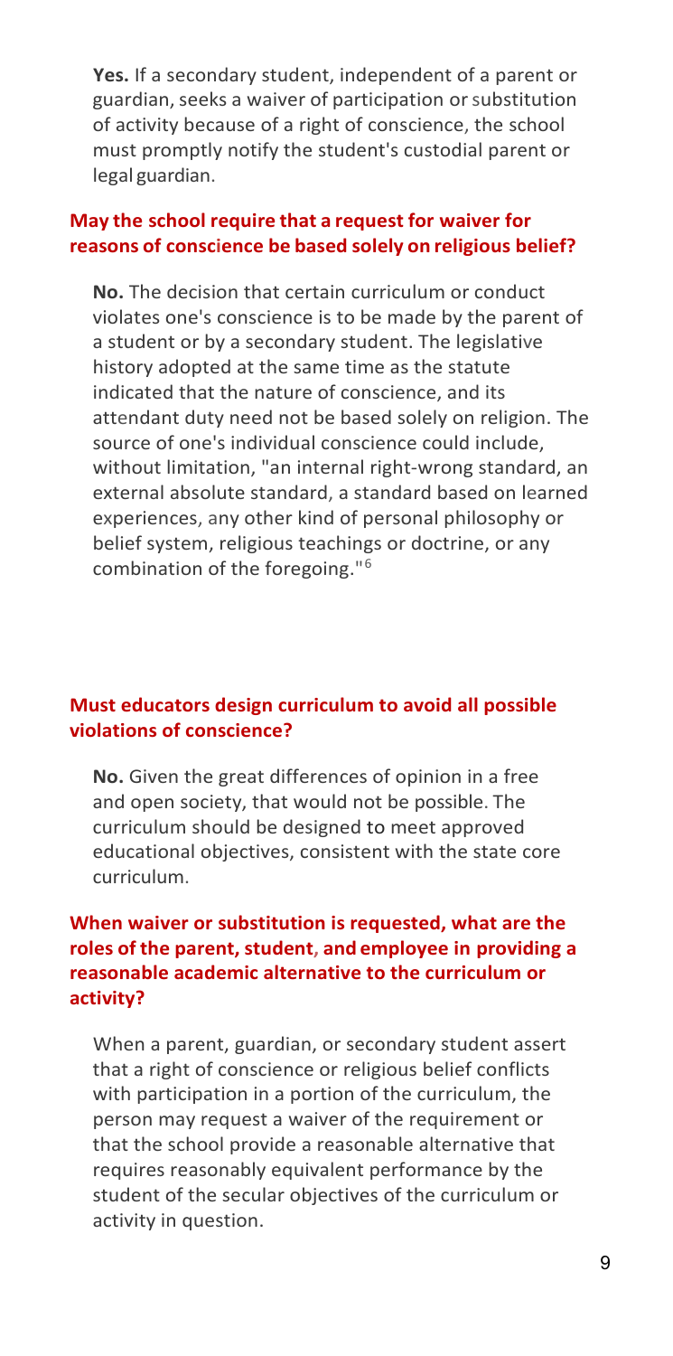**Yes.** If a secondary student, independent of a parent or guardian, seeks a waiver of participation or substitution of activity because of a right of conscience, the school must promptly notify the student's custodial parent or legal guardian.

### May the school require that a request for waiver for reasons of conscience be based solely on religious belief?

**No.** The decision that certain curriculum or conduct violates one's conscience is to be made by the parent of a student or by a secondary student. The legislative history adopted at the same time as the statute indicated that the nature of conscience, and its attendant duty need not be based solely on religion. The source of one's individual conscience could include, without limitation, "an internal right-wrong standard, an external absolute standard, a standard based on learned experiences, any other kind of personal philosophy or belief system, religious teachings or doctrine, or any combination of the foregoing."[6]

### Must educators design curriculum to avoid all possible violations of conscience?

**No.** Given the great differences of opinion in a free and open society, that would not be possible. The curriculum should be designed to meet approved educational objectives, consistent with the state core curriculum.

### When waiver or substitution is requested, what are the roles of the parent, student, and employee in providing a reasonable academic alternative to the curriculum or activity?

When a parent, guardian, or secondary student assert that a right of conscience or religious belief conflicts with participation in a portion of the curriculum, the person may request a waiver of the requirement or that the school provide a reasonable alternative that requires reasonably equivalent performance by the student of the secular objectives of the curriculum or activity in question.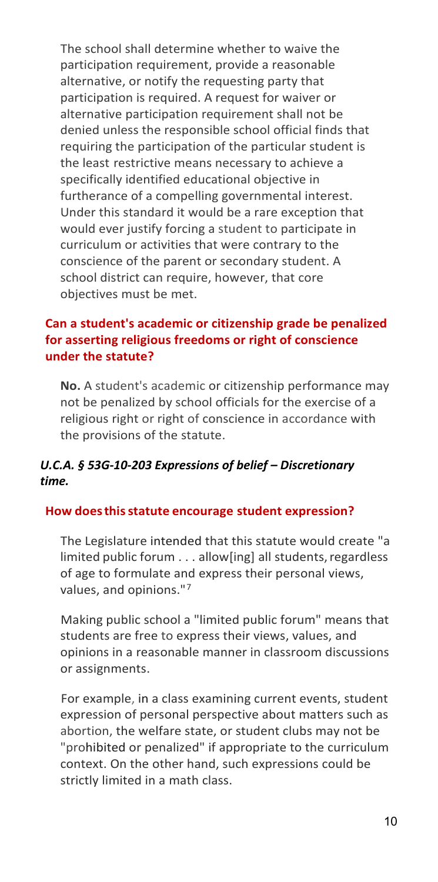The school shall determine whether to waive the participation requirement, provide a reasonable alternative, or notify the requesting party that participation is required. A request for waiver or alternative participation requirement shall not be denied unless the responsible school official finds that requiring the participation of the particular student is the least restrictive means necessary to achieve a specifically identified educational objective in furtherance of a compelling governmental interest. Under this standard it would be a rare exception that would ever justify forcing a student to participate in curriculum or activities that were contrary to the conscience of the parent or secondary student. A school district can require, however, that core objectives must be met.

### Can a student's academic or citizenship grade be penalized for asserting religious freedoms or right of conscience under the statute?

**No.** A student's academic or citizenship performance may not be penalized by school officials for the exercise of a religious right or right of conscience in accordance with the provisions of the statute.

### *U.C.A. § 53G-10-203 Expressions of belief – Discretionary time.*

### How does this statute encourage student expression?

The Legislature intended that this statute would create "a limited public forum . . . allow[ing] all students, regardless of age to formulate and express their personal views, values, and opinions."[7]

Making public school a "limited public forum" means that students are free to express their views, values, and opinions in a reasonable manner in classroom discussions or assignments.

For example, in a class examining current events, student expression of personal perspective about matters such as abortion, the welfare state, or student clubs may not be "prohibited or penalized" if appropriate to the curriculum context. On the other hand, such expressions could be strictly limited in a math class.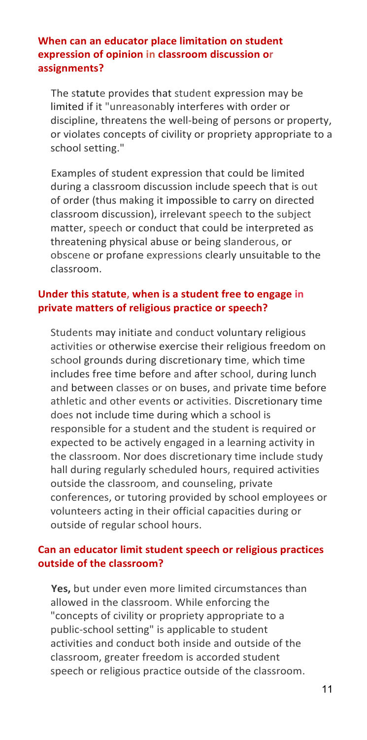### When can an educator place limitation on student expression of opinion in classroom discussion or assignments?

The statute provides that student expression may be limited if it "unreasonably interferes with order or discipline, threatens the well-being of persons or property, or violates concepts of civility or propriety appropriate to a school setting."

Examples of student expression that could be limited during a classroom discussion include speech that is out of order (thus making it impossible to carry on directed classroom discussion), irrelevant speech to the subject matter, speech or conduct that could be interpreted as threatening physical abuse or being slanderous, or obscene or profane expressions clearly unsuitable to the classroom.

### Under this statute, when is a student free to engage in private matters of religious practice or speech?

Students may initiate and conduct voluntary religious activities or otherwise exercise their religious freedom on school grounds during discretionary time, which time includes free time before and after school, during lunch and between classes or on buses, and private time before athletic and other events or activities. Discretionary time does not include time during which a school is responsible for a student and the student is required or expected to be actively engaged in a learning activity in the classroom. Nor does discretionary time include study hall during regularly scheduled hours, required activities outside the classroom, and counseling, private conferences, or tutoring provided by school employees or volunteers acting in their official capacities during or outside of regular school hours.

### Can an educator limit student speech or religious practices outside of the classroom?

**Yes,** but under even more limited circumstances than allowed in the classroom. While enforcing the "concepts of civility or propriety appropriate to a public-school setting" is applicable to student activities and conduct both inside and outside of the classroom, greater freedom is accorded student speech or religious practice outside of the classroom.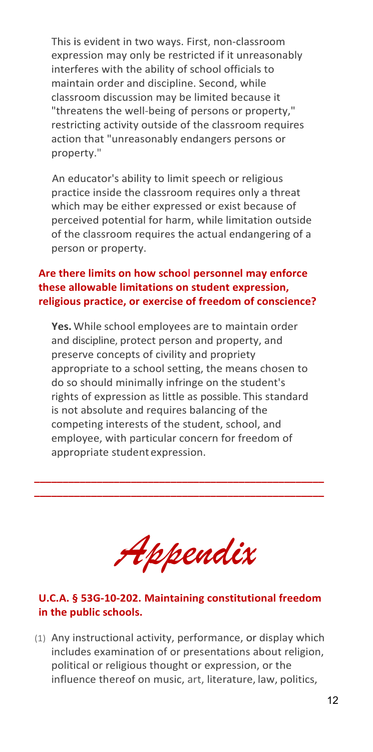This is evident in two ways. First, non-classroom expression may only be restricted if it unreasonably interferes with the ability of school officials to maintain order and discipline. Second, while classroom discussion may be limited because it "threatens the well-being of persons or property," restricting activity outside of the classroom requires action that "unreasonably endangers persons or property."

An educator's ability to limit speech or religious practice inside the classroom requires only a threat which may be either expressed or exist because of perceived potential for harm, while limitation outside of the classroom requires the actual endangering of a person or property.

**Are there limits on how school personnel may enforce these allowable limitations on student expression, religious practice, or exercise of freedom of conscience?**

**Yes.** While school employees are to maintain order and discipline, protect person and property, and preserve concepts of civility and propriety appropriate to a school setting, the means chosen to do so should minimally infringe on the student's rights of expression as little as possible. This standard is not absolute and requires balancing of the competing interests of the student, school, and employee, with particular concern for freedom of appropriate student expression.

---

# *Appendix*

**U.C.A. § 53G-10-202. Maintaining constitutional freedom in the public schools.**

(1) Any instructional activity, performance, or display which includes examination of or presentations about religion, political or religious thought or expression, or the influence thereof on music, art, literature, law, politics,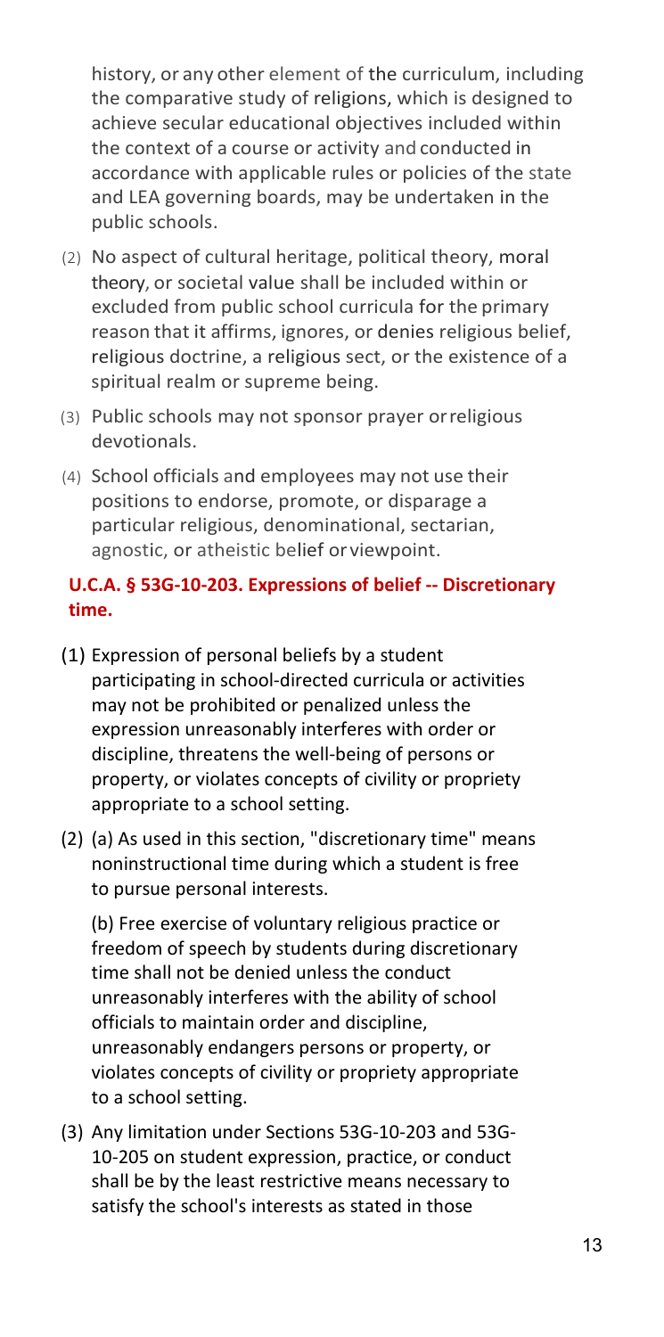history, or any other element of the curriculum, including the comparative study of religions, which is designed to achieve secular educational objectives included within the context of a course or activity and conducted in accordance with applicable rules or policies of the state and LEA governing boards, may be undertaken in the public schools.

(2) No aspect of cultural heritage, political theory, moral theory, or societal value shall be included within or excluded from public school curricula for the primary reason that it affirms, ignores, or denies religious belief, religious doctrine, a religious sect, or the existence of a spiritual realm or supreme being.

(3) Public schools may not sponsor prayer or religious devotionals.

(4) School officials and employees may not use their positions to endorse, promote, or disparage a particular religious, denominational, sectarian, agnostic, or atheistic belief or viewpoint.

### U.C.A. § 53G-10-203. Expressions of belief -- Discretionary time.

(1) Expression of personal beliefs by a student participating in school-directed curricula or activities may not be prohibited or penalized unless the expression unreasonably interferes with order or discipline, threatens the well-being of persons or property, or violates concepts of civility or propriety appropriate to a school setting.

(2) (a) As used in this section, "discretionary time" means noninstructional time during which a student is free to pursue personal interests.

(b) Free exercise of voluntary religious practice or freedom of speech by students during discretionary time shall not be denied unless the conduct unreasonably interferes with the ability of school officials to maintain order and discipline, unreasonably endangers persons or property, or violates concepts of civility or propriety appropriate to a school setting.

(3) Any limitation under Sections 53G-10-203 and 53G-10-205 on student expression, practice, or conduct shall be by the least restrictive means necessary to satisfy the school's interests as stated in those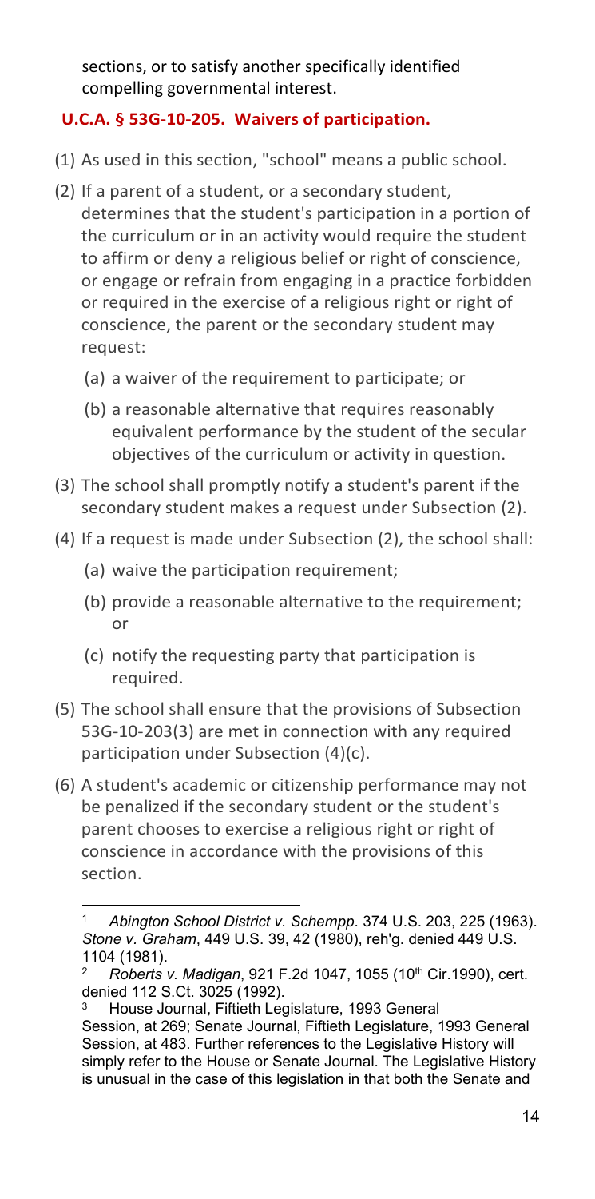sections, or to satisfy another specifically identified compelling governmental interest.

### U.C.A. § 53G-10-205. Waivers of participation.

(1) As used in this section, "school" means a public school.

(2) If a parent of a student, or a secondary student, determines that the student's participation in a portion of the curriculum or in an activity would require the student to affirm or deny a religious belief or right of conscience, or engage or refrain from engaging in a practice forbidden or required in the exercise of a religious right or right of conscience, the parent or the secondary student may request:

- (a) a waiver of the requirement to participate; or
- (b) a reasonable alternative that requires reasonably equivalent performance by the student of the secular objectives of the curriculum or activity in question.

(3) The school shall promptly notify a student's parent if the secondary student makes a request under Subsection (2).

(4) If a request is made under Subsection (2), the school shall:

- (a) waive the participation requirement;
- (b) provide a reasonable alternative to the requirement; or
- (c) notify the requesting party that participation is required.

(5) The school shall ensure that the provisions of Subsection 53G-10-203(3) are met in connection with any required participation under Subsection (4)(c).

(6) A student's academic or citizenship performance may not be penalized if the secondary student or the student's parent chooses to exercise a religious right or right of conscience in accordance with the provisions of this section.

---

[1] *Abington School District v. Schempp*. 374 U.S. 203, 225 (1963). *Stone v. Graham*, 449 U.S. 39, 42 (1980), reh'g. denied 449 U.S. 1104 (1981).

[2] *Roberts v. Madigan*, 921 F.2d 1047, 1055 (10th Cir.1990), cert. denied 112 S.Ct. 3025 (1992).

[3] House Journal, Fiftieth Legislature, 1993 General Session, at 269; Senate Journal, Fiftieth Legislature, 1993 General Session, at 483. Further references to the Legislative History will simply refer to the House or Senate Journal. The Legislative History is unusual in the case of this legislation in that both the Senate and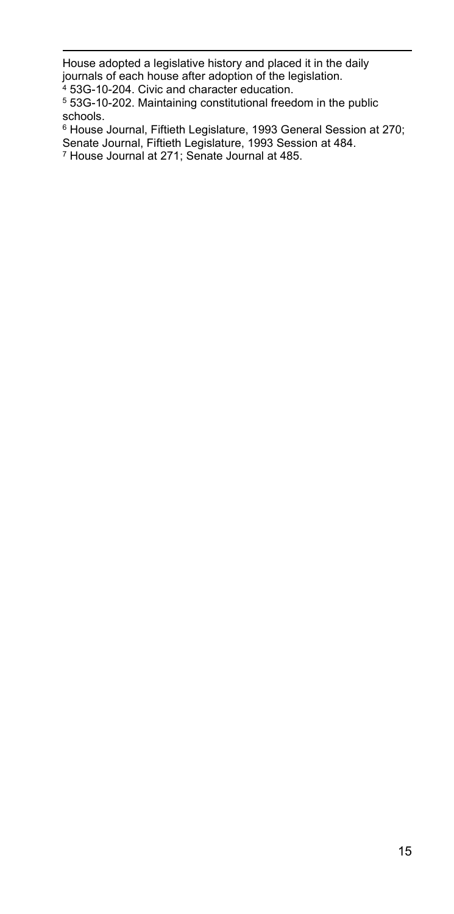House adopted a legislative history and placed it in the daily journals of each house after adoption of the legislation.

[4] 53G-10-204. Civic and character education.

[5] 53G-10-202. Maintaining constitutional freedom in the public schools.

[6] House Journal, Fiftieth Legislature, 1993 General Session at 270; Senate Journal, Fiftieth Legislature, 1993 Session at 484.

[7] House Journal at 271; Senate Journal at 485.